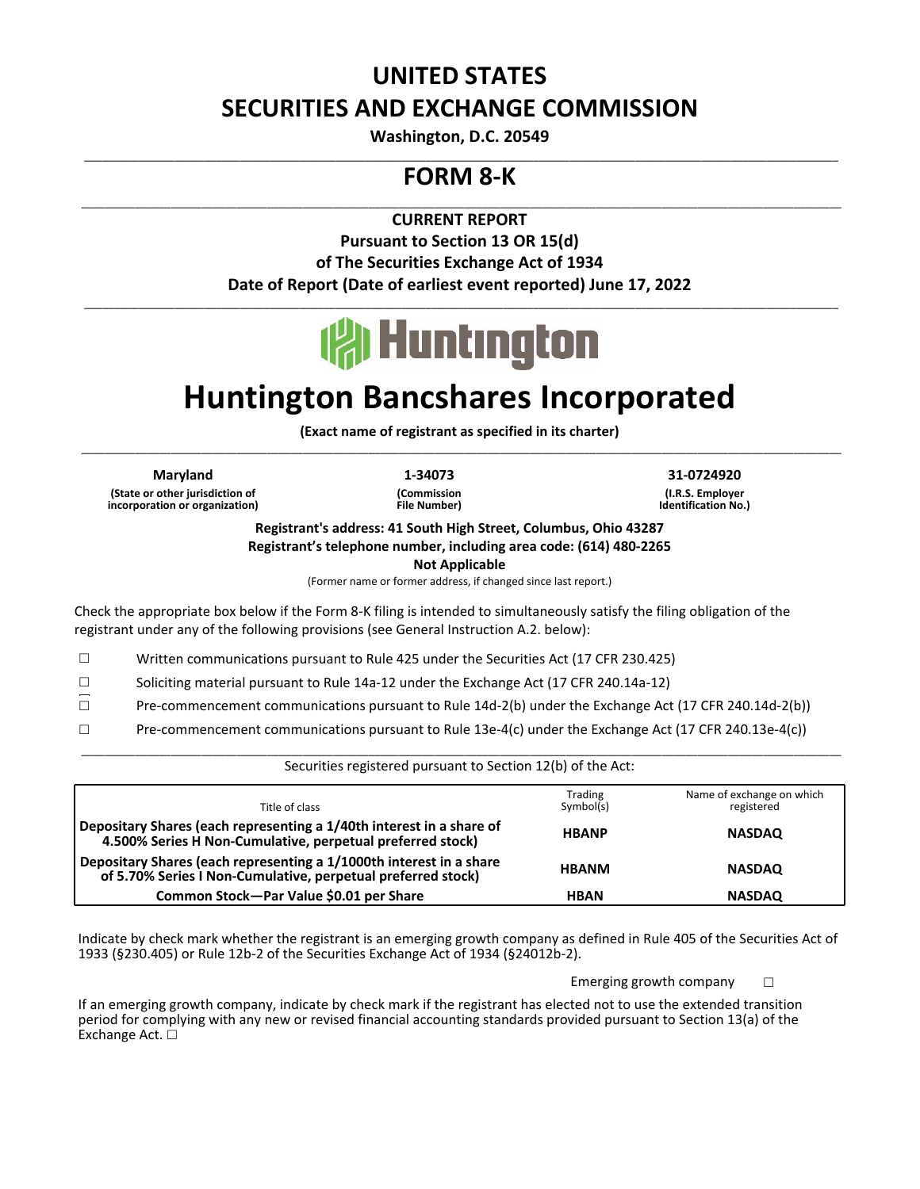# UNITED STATES
# SECURITIES AND EXCHANGE COMMISSION

**Washington, D.C. 20549**

---

# FORM 8-K

---

**CURRENT REPORT**
**Pursuant to Section 13 OR 15(d)**
**of The Securities Exchange Act of 1934**
**Date of Report (Date of earliest event reported) June 17, 2022**

---

Huntington

# Huntington Bancshares Incorporated

**(Exact name of registrant as specified in its charter)**

---

| **Maryland** | **1-34073** | **31-0724920** |
|---|---|---|
| **(State or other jurisdiction of incorporation or organization)** | **(Commission File Number)** | **(I.R.S. Employer Identification No.)** |

**Registrant's address: 41 South High Street, Columbus, Ohio 43287**
**Registrant's telephone number, including area code: (614) 480-2265**
**Not Applicable**
(Former name or former address, if changed since last report.)

Check the appropriate box below if the Form 8-K filing is intended to simultaneously satisfy the filing obligation of the registrant under any of the following provisions (see General Instruction A.2. below):

☐ Written communications pursuant to Rule 425 under the Securities Act (17 CFR 230.425)

☐ Soliciting material pursuant to Rule 14a-12 under the Exchange Act (17 CFR 240.14a-12)

☐ Pre-commencement communications pursuant to Rule 14d-2(b) under the Exchange Act (17 CFR 240.14d-2(b))

☐ Pre-commencement communications pursuant to Rule 13e-4(c) under the Exchange Act (17 CFR 240.13e-4(c))

---

Securities registered pursuant to Section 12(b) of the Act:

| Title of class | Trading Symbol(s) | Name of exchange on which registered |
|---|---|---|
| **Depositary Shares (each representing a 1/40th interest in a share of 4.500% Series H Non-Cumulative, perpetual preferred stock)** | **HBANP** | **NASDAQ** |
| **Depositary Shares (each representing a 1/1000th interest in a share of 5.70% Series I Non-Cumulative, perpetual preferred stock)** | **HBANM** | **NASDAQ** |
| **Common Stock—Par Value $0.01 per Share** | **HBAN** | **NASDAQ** |

Indicate by check mark whether the registrant is an emerging growth company as defined in Rule 405 of the Securities Act of 1933 (§230.405) or Rule 12b-2 of the Securities Exchange Act of 1934 (§24012b-2).

Emerging growth company ☐

If an emerging growth company, indicate by check mark if the registrant has elected not to use the extended transition period for complying with any new or revised financial accounting standards provided pursuant to Section 13(a) of the Exchange Act. ☐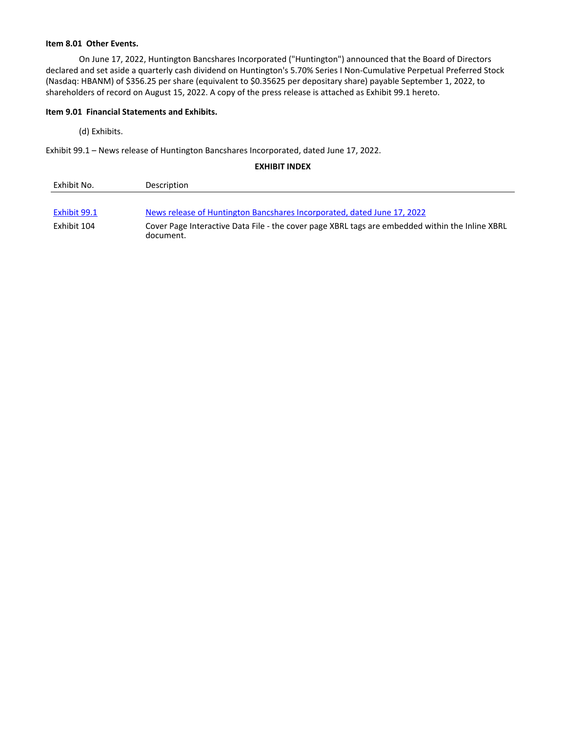**Item 8.01 Other Events.**

On June 17, 2022, Huntington Bancshares Incorporated ("Huntington") announced that the Board of Directors declared and set aside a quarterly cash dividend on Huntington's 5.70% Series I Non-Cumulative Perpetual Preferred Stock (Nasdaq: HBANM) of $356.25 per share (equivalent to $0.35625 per depositary share) payable September 1, 2022, to shareholders of record on August 15, 2022. A copy of the press release is attached as Exhibit 99.1 hereto.

**Item 9.01 Financial Statements and Exhibits.**

(d) Exhibits.

Exhibit 99.1 – News release of Huntington Bancshares Incorporated, dated June 17, 2022.

**EXHIBIT INDEX**

| Exhibit No. | Description |
| --- | --- |
| Exhibit 99.1 | News release of Huntington Bancshares Incorporated, dated June 17, 2022 |
| Exhibit 104 | Cover Page Interactive Data File - the cover page XBRL tags are embedded within the Inline XBRL document. |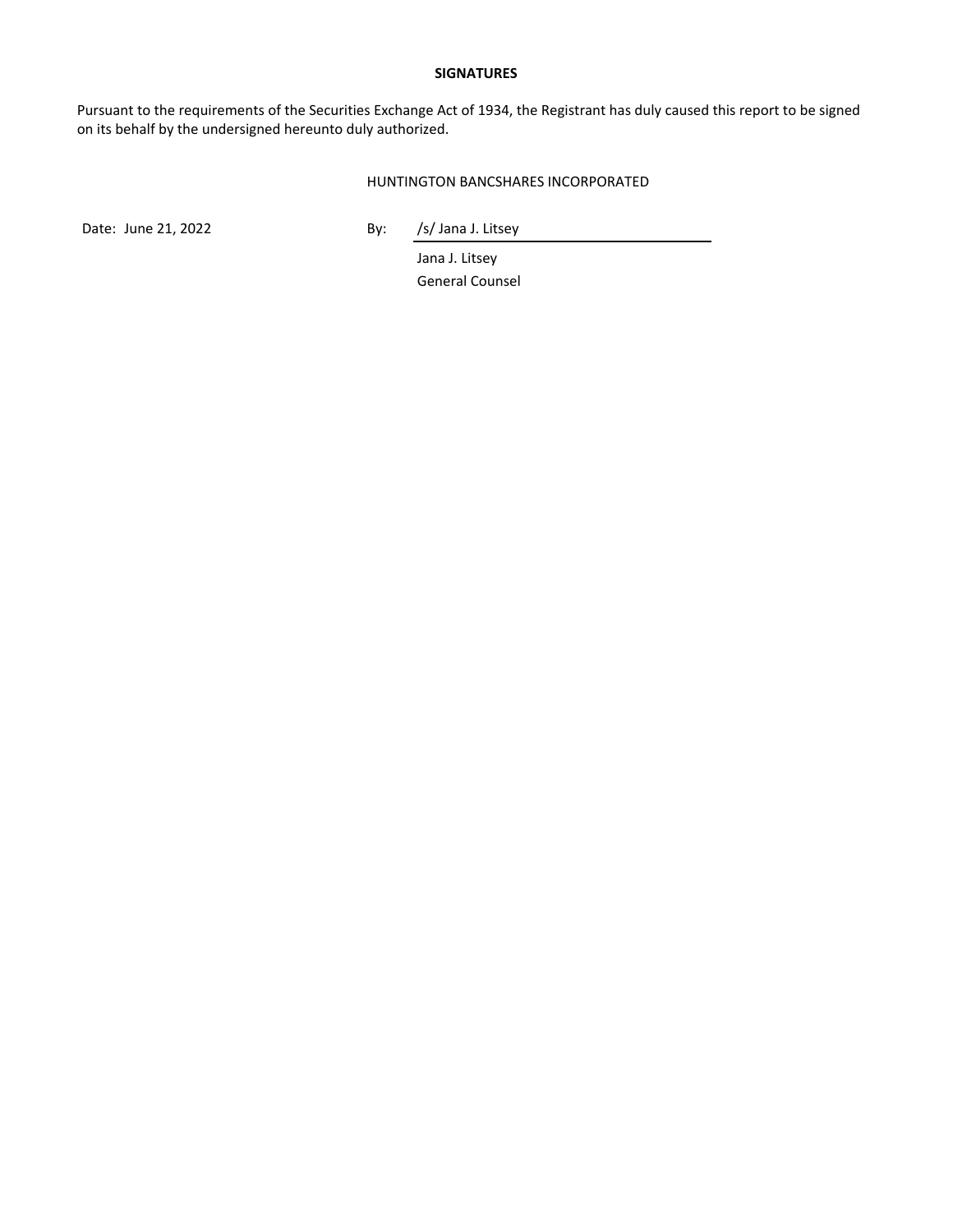**SIGNATURES**

Pursuant to the requirements of the Securities Exchange Act of 1934, the Registrant has duly caused this report to be signed on its behalf by the undersigned hereunto duly authorized.

HUNTINGTON BANCSHARES INCORPORATED

Date: June 21, 2022

By: /s/ Jana J. Litsey

Jana J. Litsey
General Counsel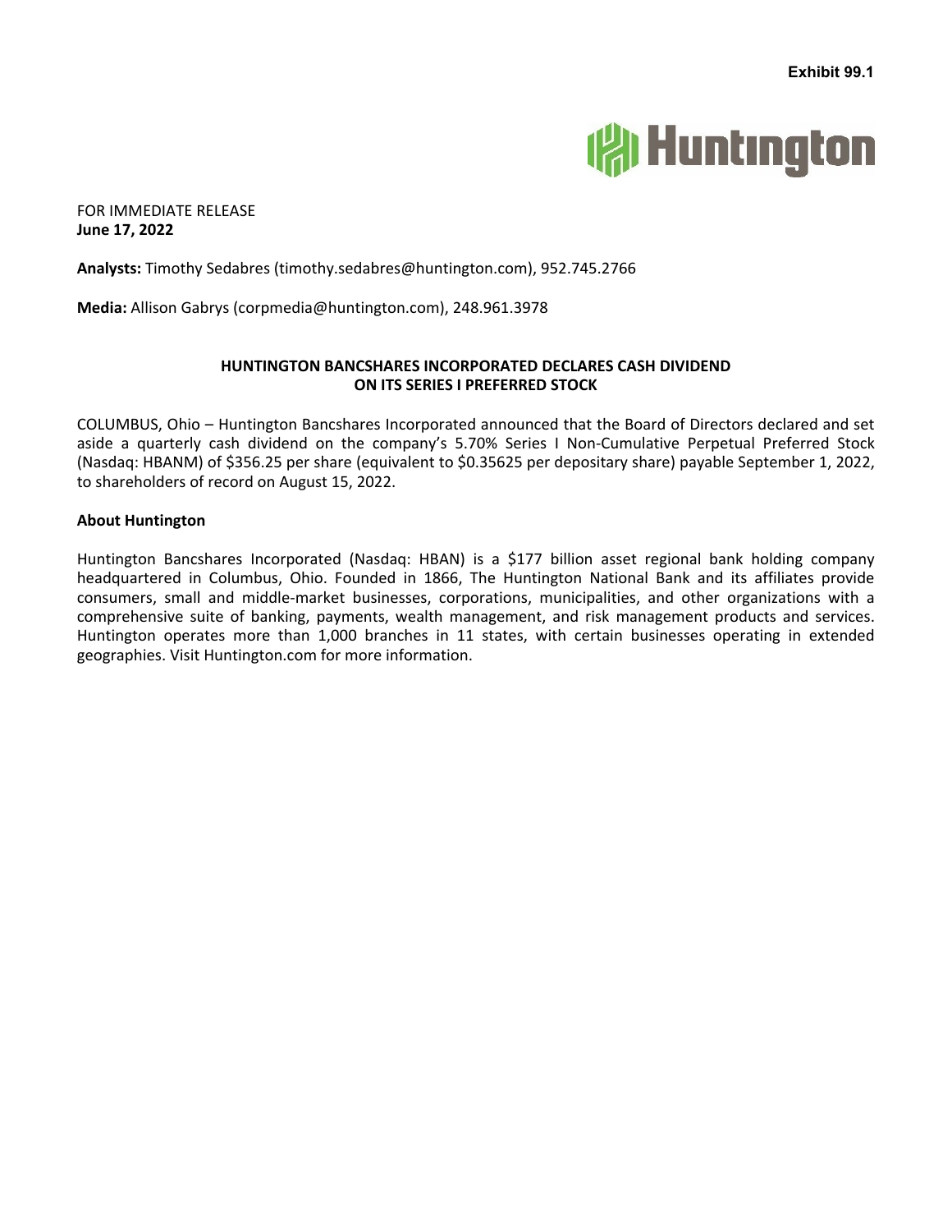Exhibit 99.1

Huntington

FOR IMMEDIATE RELEASE
**June 17, 2022**

**Analysts:** Timothy Sedabres (timothy.sedabres@huntington.com), 952.745.2766

**Media:** Allison Gabrys (corpmedia@huntington.com), 248.961.3978

## HUNTINGTON BANCSHARES INCORPORATED DECLARES CASH DIVIDEND ON ITS SERIES I PREFERRED STOCK

COLUMBUS, Ohio – Huntington Bancshares Incorporated announced that the Board of Directors declared and set aside a quarterly cash dividend on the company's 5.70% Series I Non-Cumulative Perpetual Preferred Stock (Nasdaq: HBANM) of $356.25 per share (equivalent to $0.35625 per depositary share) payable September 1, 2022, to shareholders of record on August 15, 2022.

### About Huntington

Huntington Bancshares Incorporated (Nasdaq: HBAN) is a $177 billion asset regional bank holding company headquartered in Columbus, Ohio. Founded in 1866, The Huntington National Bank and its affiliates provide consumers, small and middle-market businesses, corporations, municipalities, and other organizations with a comprehensive suite of banking, payments, wealth management, and risk management products and services. Huntington operates more than 1,000 branches in 11 states, with certain businesses operating in extended geographies. Visit Huntington.com for more information.